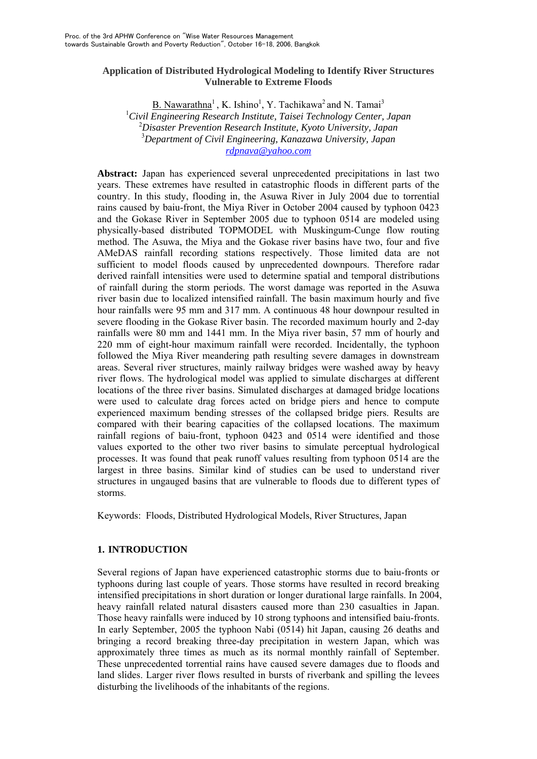# Application of Distributed Hydrological Modeling to Identify River Structures Vulnerable to Extreme Floods

B. Nawarathna[1] , K. Ishino[1], Y. Tachikawa[2] and N. Tamai[3]

[1]*Civil Engineering Research Institute, Taisei Technology Center, Japan*
[2]*Disaster Prevention Research Institute, Kyoto University, Japan*
[3]*Department of Civil Engineering, Kanazawa University, Japan*
*rdpnava@yahoo.com*

**Abstract:** Japan has experienced several unprecedented precipitations in last two years. These extremes have resulted in catastrophic floods in different parts of the country. In this study, flooding in, the Asuwa River in July 2004 due to torrential rains caused by baiu-front, the Miya River in October 2004 caused by typhoon 0423 and the Gokase River in September 2005 due to typhoon 0514 are modeled using physically-based distributed TOPMODEL with Muskingum-Cunge flow routing method. The Asuwa, the Miya and the Gokase river basins have two, four and five AMeDAS rainfall recording stations respectively. Those limited data are not sufficient to model floods caused by unprecedented downpours. Therefore radar derived rainfall intensities were used to determine spatial and temporal distributions of rainfall during the storm periods. The worst damage was reported in the Asuwa river basin due to localized intensified rainfall. The basin maximum hourly and five hour rainfalls were 95 mm and 317 mm. A continuous 48 hour downpour resulted in severe flooding in the Gokase River basin. The recorded maximum hourly and 2-day rainfalls were 80 mm and 1441 mm. In the Miya river basin, 57 mm of hourly and 220 mm of eight-hour maximum rainfall were recorded. Incidentally, the typhoon followed the Miya River meandering path resulting severe damages in downstream areas. Several river structures, mainly railway bridges were washed away by heavy river flows. The hydrological model was applied to simulate discharges at different locations of the three river basins. Simulated discharges at damaged bridge locations were used to calculate drag forces acted on bridge piers and hence to compute experienced maximum bending stresses of the collapsed bridge piers. Results are compared with their bearing capacities of the collapsed locations. The maximum rainfall regions of baiu-front, typhoon 0423 and 0514 were identified and those values exported to the other two river basins to simulate perceptual hydrological processes. It was found that peak runoff values resulting from typhoon 0514 are the largest in three basins. Similar kind of studies can be used to understand river structures in ungauged basins that are vulnerable to floods due to different types of storms.

Keywords: Floods, Distributed Hydrological Models, River Structures, Japan

## 1. INTRODUCTION

Several regions of Japan have experienced catastrophic storms due to baiu-fronts or typhoons during last couple of years. Those storms have resulted in record breaking intensified precipitations in short duration or longer durational large rainfalls. In 2004, heavy rainfall related natural disasters caused more than 230 casualties in Japan. Those heavy rainfalls were induced by 10 strong typhoons and intensified baiu-fronts. In early September, 2005 the typhoon Nabi (0514) hit Japan, causing 26 deaths and bringing a record breaking three-day precipitation in western Japan, which was approximately three times as much as its normal monthly rainfall of September. These unprecedented torrential rains have caused severe damages due to floods and land slides. Larger river flows resulted in bursts of riverbank and spilling the levees disturbing the livelihoods of the inhabitants of the regions.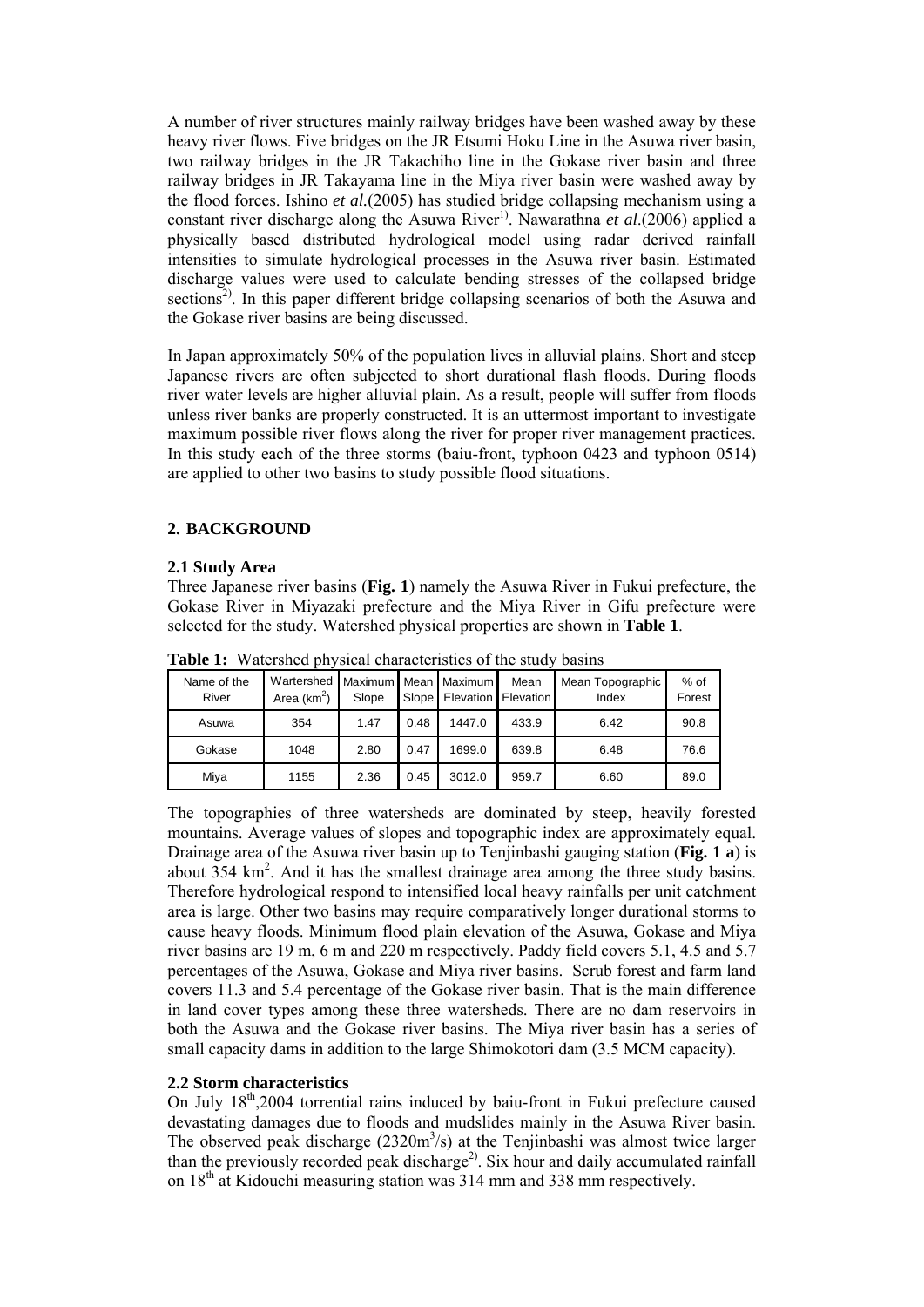A number of river structures mainly railway bridges have been washed away by these heavy river flows. Five bridges on the JR Etsumi Hoku Line in the Asuwa river basin, two railway bridges in the JR Takachiho line in the Gokase river basin and three railway bridges in JR Takayama line in the Miya river basin were washed away by the flood forces. Ishino *et al.*(2005) has studied bridge collapsing mechanism using a constant river discharge along the Asuwa River[1)]. Nawarathna *et al.*(2006) applied a physically based distributed hydrological model using radar derived rainfall intensities to simulate hydrological processes in the Asuwa river basin. Estimated discharge values were used to calculate bending stresses of the collapsed bridge sections[2)]. In this paper different bridge collapsing scenarios of both the Asuwa and the Gokase river basins are being discussed.

In Japan approximately 50% of the population lives in alluvial plains. Short and steep Japanese rivers are often subjected to short durational flash floods. During floods river water levels are higher alluvial plain. As a result, people will suffer from floods unless river banks are properly constructed. It is an uttermost important to investigate maximum possible river flows along the river for proper river management practices. In this study each of the three storms (baiu-front, typhoon 0423 and typhoon 0514) are applied to other two basins to study possible flood situations.

## 2. BACKGROUND

### 2.1 Study Area

Three Japanese river basins (**Fig. 1**) namely the Asuwa River in Fukui prefecture, the Gokase River in Miyazaki prefecture and the Miya River in Gifu prefecture were selected for the study. Watershed physical properties are shown in **Table 1**.

**Table 1:** Watershed physical characteristics of the study basins

| Name of the River | Wartershed Area (km$^2$) | Maximum Slope | Mean Slope | Maximum Elevation | Mean Elevation | Mean Topographic Index | % of Forest |
|---|---|---|---|---|---|---|---|
| Asuwa | 354 | 1.47 | 0.48 | 1447.0 | 433.9 | 6.42 | 90.8 |
| Gokase | 1048 | 2.80 | 0.47 | 1699.0 | 639.8 | 6.48 | 76.6 |
| Miya | 1155 | 2.36 | 0.45 | 3012.0 | 959.7 | 6.60 | 89.0 |

The topographies of three watersheds are dominated by steep, heavily forested mountains. Average values of slopes and topographic index are approximately equal. Drainage area of the Asuwa river basin up to Tenjinbashi gauging station (**Fig. 1 a**) is about 354 km$^2$. And it has the smallest drainage area among the three study basins. Therefore hydrological respond to intensified local heavy rainfalls per unit catchment area is large. Other two basins may require comparatively longer durational storms to cause heavy floods. Minimum flood plain elevation of the Asuwa, Gokase and Miya river basins are 19 m, 6 m and 220 m respectively. Paddy field covers 5.1, 4.5 and 5.7 percentages of the Asuwa, Gokase and Miya river basins. Scrub forest and farm land covers 11.3 and 5.4 percentage of the Gokase river basin. That is the main difference in land cover types among these three watersheds. There are no dam reservoirs in both the Asuwa and the Gokase river basins. The Miya river basin has a series of small capacity dams in addition to the large Shimokotori dam (3.5 MCM capacity).

### 2.2 Storm characteristics

On July 18$^{th}$,2004 torrential rains induced by baiu-front in Fukui prefecture caused devastating damages due to floods and mudslides mainly in the Asuwa River basin. The observed peak discharge (2320m$^3$/s) at the Tenjinbashi was almost twice larger than the previously recorded peak discharge[2)]. Six hour and daily accumulated rainfall on 18$^{th}$ at Kidouchi measuring station was 314 mm and 338 mm respectively.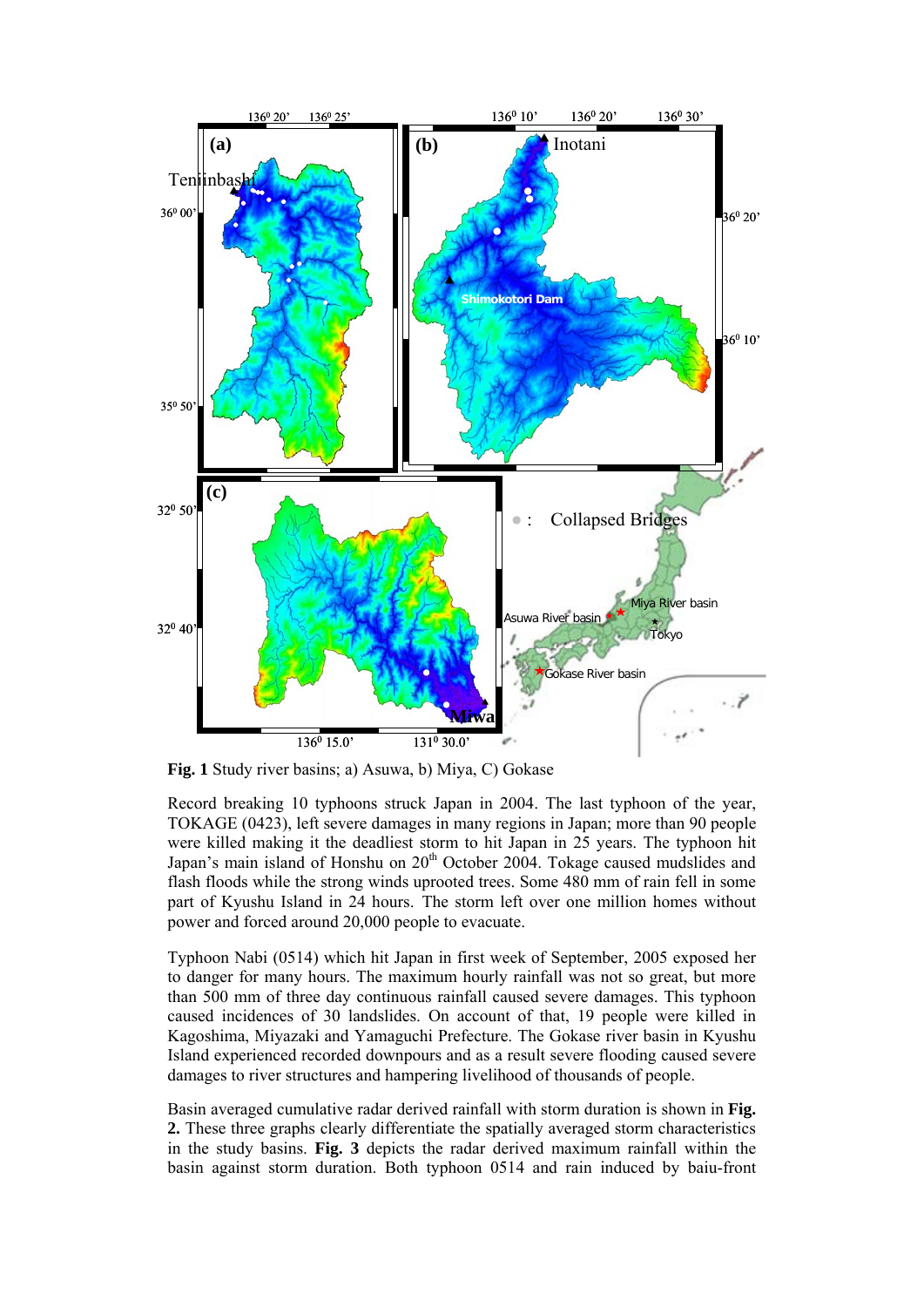**Fig. 1** Study river basins; a) Asuwa, b) Miya, C) Gokase

Record breaking 10 typhoons struck Japan in 2004. The last typhoon of the year, TOKAGE (0423), left severe damages in many regions in Japan; more than 90 people were killed making it the deadliest storm to hit Japan in 25 years. The typhoon hit Japan's main island of Honshu on 20th October 2004. Tokage caused mudslides and flash floods while the strong winds uprooted trees. Some 480 mm of rain fell in some part of Kyushu Island in 24 hours. The storm left over one million homes without power and forced around 20,000 people to evacuate.

Typhoon Nabi (0514) which hit Japan in first week of September, 2005 exposed her to danger for many hours. The maximum hourly rainfall was not so great, but more than 500 mm of three day continuous rainfall caused severe damages. This typhoon caused incidences of 30 landslides. On account of that, 19 people were killed in Kagoshima, Miyazaki and Yamaguchi Prefecture. The Gokase river basin in Kyushu Island experienced recorded downpours and as a result severe flooding caused severe damages to river structures and hampering livelihood of thousands of people.

Basin averaged cumulative radar derived rainfall with storm duration is shown in **Fig. 2.** These three graphs clearly differentiate the spatially averaged storm characteristics in the study basins. **Fig. 3** depicts the radar derived maximum rainfall within the basin against storm duration. Both typhoon 0514 and rain induced by baiu-front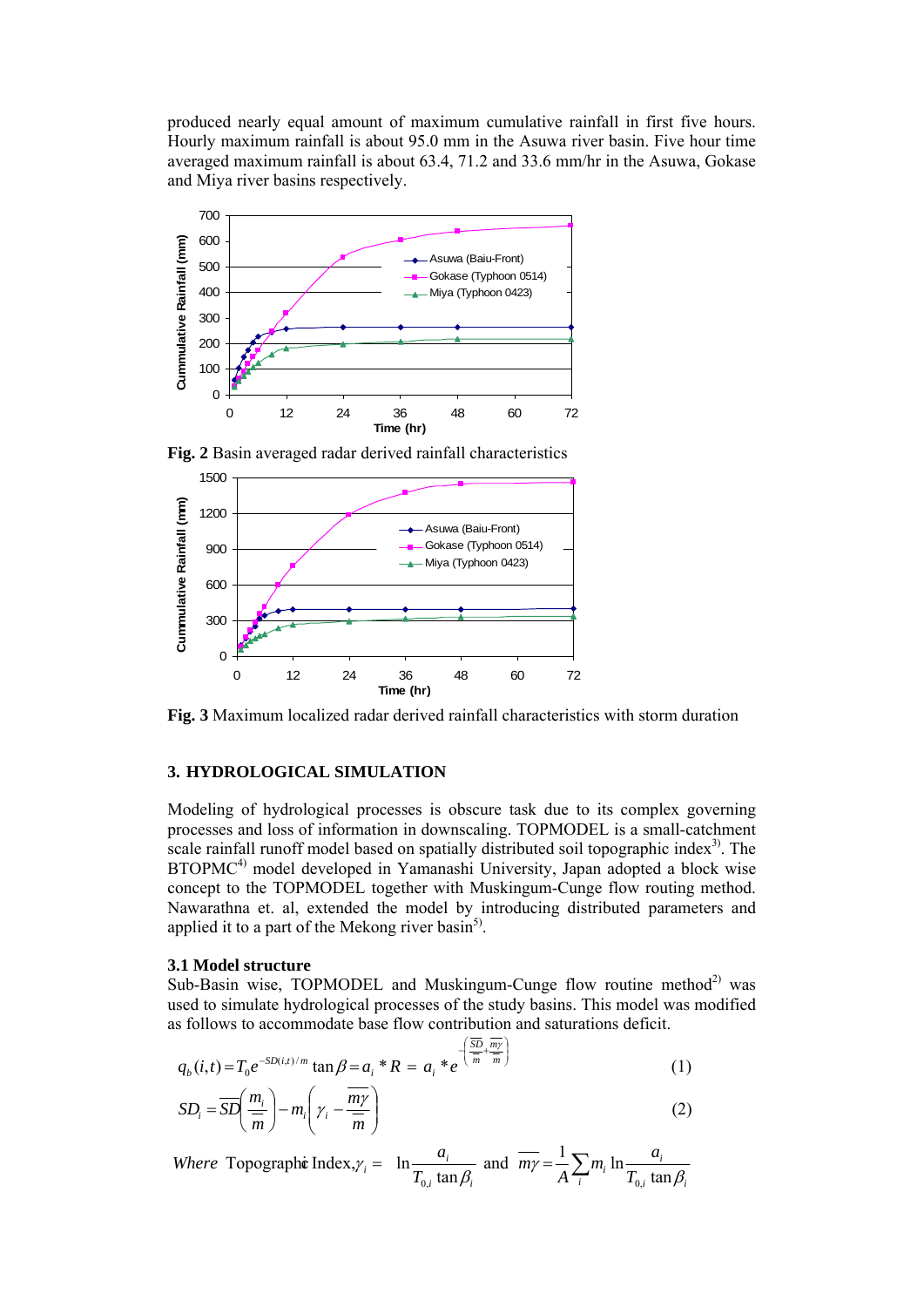produced nearly equal amount of maximum cumulative rainfall in first five hours. Hourly maximum rainfall is about 95.0 mm in the Asuwa river basin. Five hour time averaged maximum rainfall is about 63.4, 71.2 and 33.6 mm/hr in the Asuwa, Gokase and Miya river basins respectively.

**Fig. 2** Basin averaged radar derived rainfall characteristics

**Fig. 3** Maximum localized radar derived rainfall characteristics with storm duration

## 3. HYDROLOGICAL SIMULATION

Modeling of hydrological processes is obscure task due to its complex governing processes and loss of information in downscaling. TOPMODEL is a small-catchment scale rainfall runoff model based on spatially distributed soil topographic index[3]. The BTOPMC[4] model developed in Yamanashi University, Japan adopted a block wise concept to the TOPMODEL together with Muskingum-Cunge flow routing method. Nawarathna et. al, extended the model by introducing distributed parameters and applied it to a part of the Mekong river basin[5].

### 3.1 Model structure

Sub-Basin wise, TOPMODEL and Muskingum-Cunge flow routine method[2] was used to simulate hydrological processes of the study basins. This model was modified as follows to accommodate base flow contribution and saturations deficit.

$$q_b(i,t) = T_0 e^{-SD(i,t)/m} \tan\beta = a_i * R = a_i * e^{-\left(\frac{\overline{SD}}{\overline{m}} + \frac{\overline{m\gamma}}{\overline{m}}\right)} \tag{1}$$

$$SD_i = \overline{SD}\left(\frac{m_i}{\overline{m}}\right) - m_i\left(\gamma_i - \frac{\overline{m\gamma}}{\overline{m}}\right) \tag{2}$$

*Where* Topographic Index, $\gamma_i = \ln\dfrac{a_i}{T_{0,i}\tan\beta_i}$ and $\overline{m\gamma} = \dfrac{1}{A}\sum_i m_i \ln\dfrac{a_i}{T_{0,i}\tan\beta_i}$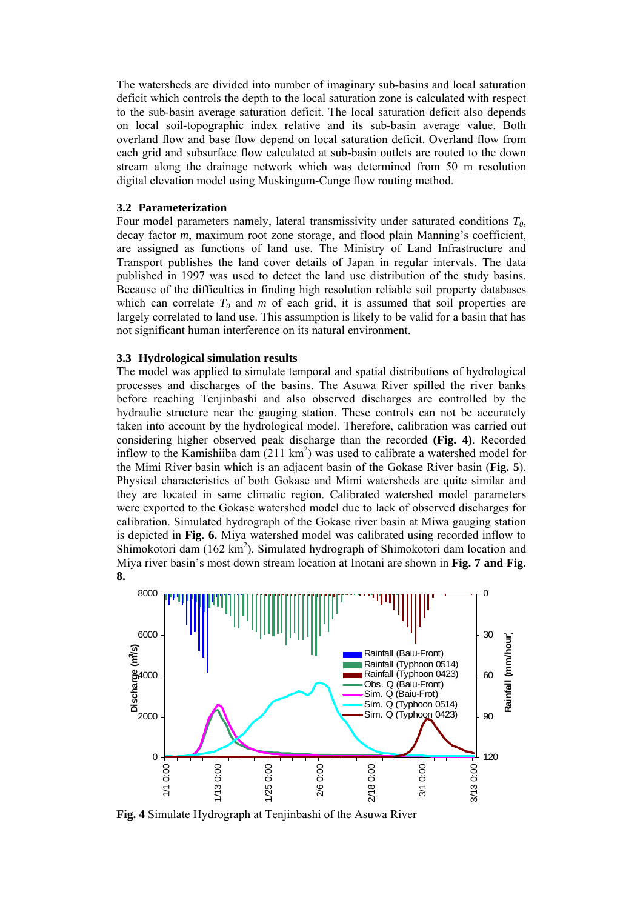The watersheds are divided into number of imaginary sub-basins and local saturation deficit which controls the depth to the local saturation zone is calculated with respect to the sub-basin average saturation deficit. The local saturation deficit also depends on local soil-topographic index relative and its sub-basin average value. Both overland flow and base flow depend on local saturation deficit. Overland flow from each grid and subsurface flow calculated at sub-basin outlets are routed to the down stream along the drainage network which was determined from 50 m resolution digital elevation model using Muskingum-Cunge flow routing method.

### 3.2 Parameterization

Four model parameters namely, lateral transmissivity under saturated conditions $T_0$, decay factor $m$, maximum root zone storage, and flood plain Manning's coefficient, are assigned as functions of land use. The Ministry of Land Infrastructure and Transport publishes the land cover details of Japan in regular intervals. The data published in 1997 was used to detect the land use distribution of the study basins. Because of the difficulties in finding high resolution reliable soil property databases which can correlate $T_0$ and $m$ of each grid, it is assumed that soil properties are largely correlated to land use. This assumption is likely to be valid for a basin that has not significant human interference on its natural environment.

### 3.3 Hydrological simulation results

The model was applied to simulate temporal and spatial distributions of hydrological processes and discharges of the basins. The Asuwa River spilled the river banks before reaching Tenjinbashi and also observed discharges are controlled by the hydraulic structure near the gauging station. These controls can not be accurately taken into account by the hydrological model. Therefore, calibration was carried out considering higher observed peak discharge than the recorded **(Fig. 4)**. Recorded inflow to the Kamishiiba dam (211 $km^2$) was used to calibrate a watershed model for the Mimi River basin which is an adjacent basin of the Gokase River basin (**Fig. 5**). Physical characteristics of both Gokase and Mimi watersheds are quite similar and they are located in same climatic region. Calibrated watershed model parameters were exported to the Gokase watershed model due to lack of observed discharges for calibration. Simulated hydrograph of the Gokase river basin at Miwa gauging station is depicted in **Fig. 6.** Miya watershed model was calibrated using recorded inflow to Shimokotori dam (162 $km^2$). Simulated hydrograph of Shimokotori dam location and Miya river basin's most down stream location at Inotani are shown in **Fig. 7 and Fig. 8.**

**Fig. 4** Simulate Hydrograph at Tenjinbashi of the Asuwa River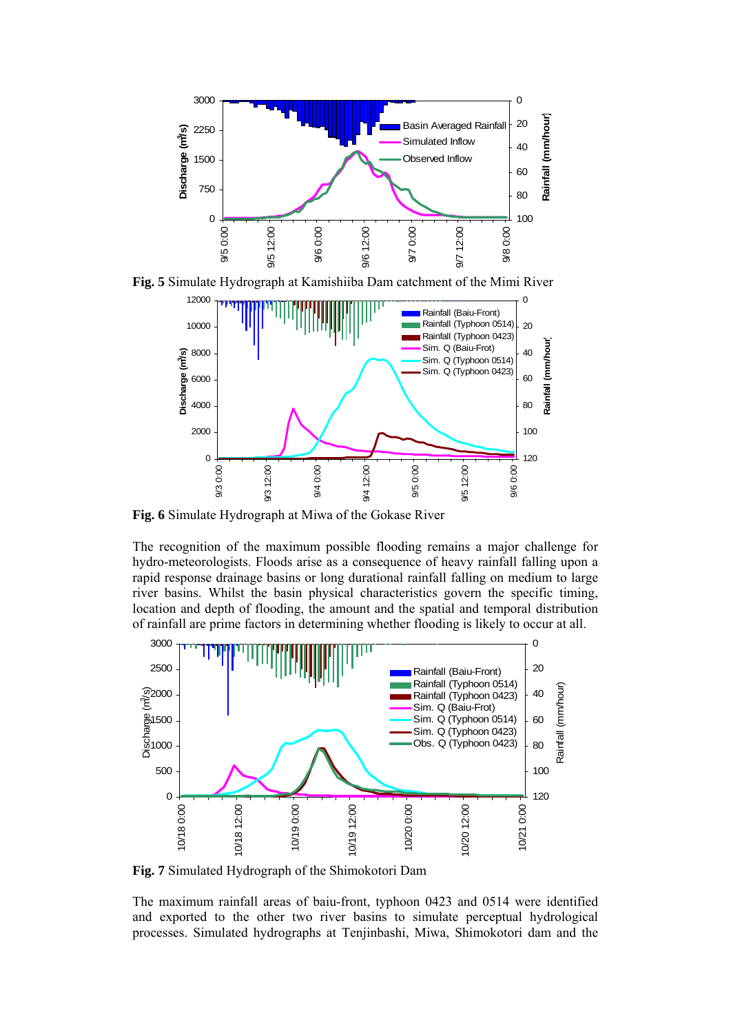**Fig. 5** Simulate Hydrograph at Kamishiiba Dam catchment of the Mimi River

**Fig. 6** Simulate Hydrograph at Miwa of the Gokase River

The recognition of the maximum possible flooding remains a major challenge for hydro-meteorologists. Floods arise as a consequence of heavy rainfall falling upon a rapid response drainage basins or long durational rainfall falling on medium to large river basins. Whilst the basin physical characteristics govern the specific timing, location and depth of flooding, the amount and the spatial and temporal distribution of rainfall are prime factors in determining whether flooding is likely to occur at all.

**Fig. 7** Simulated Hydrograph of the Shimokotori Dam

The maximum rainfall areas of baiu-front, typhoon 0423 and 0514 were identified and exported to the other two river basins to simulate perceptual hydrological processes. Simulated hydrographs at Tenjinbashi, Miwa, Shimokotori dam and the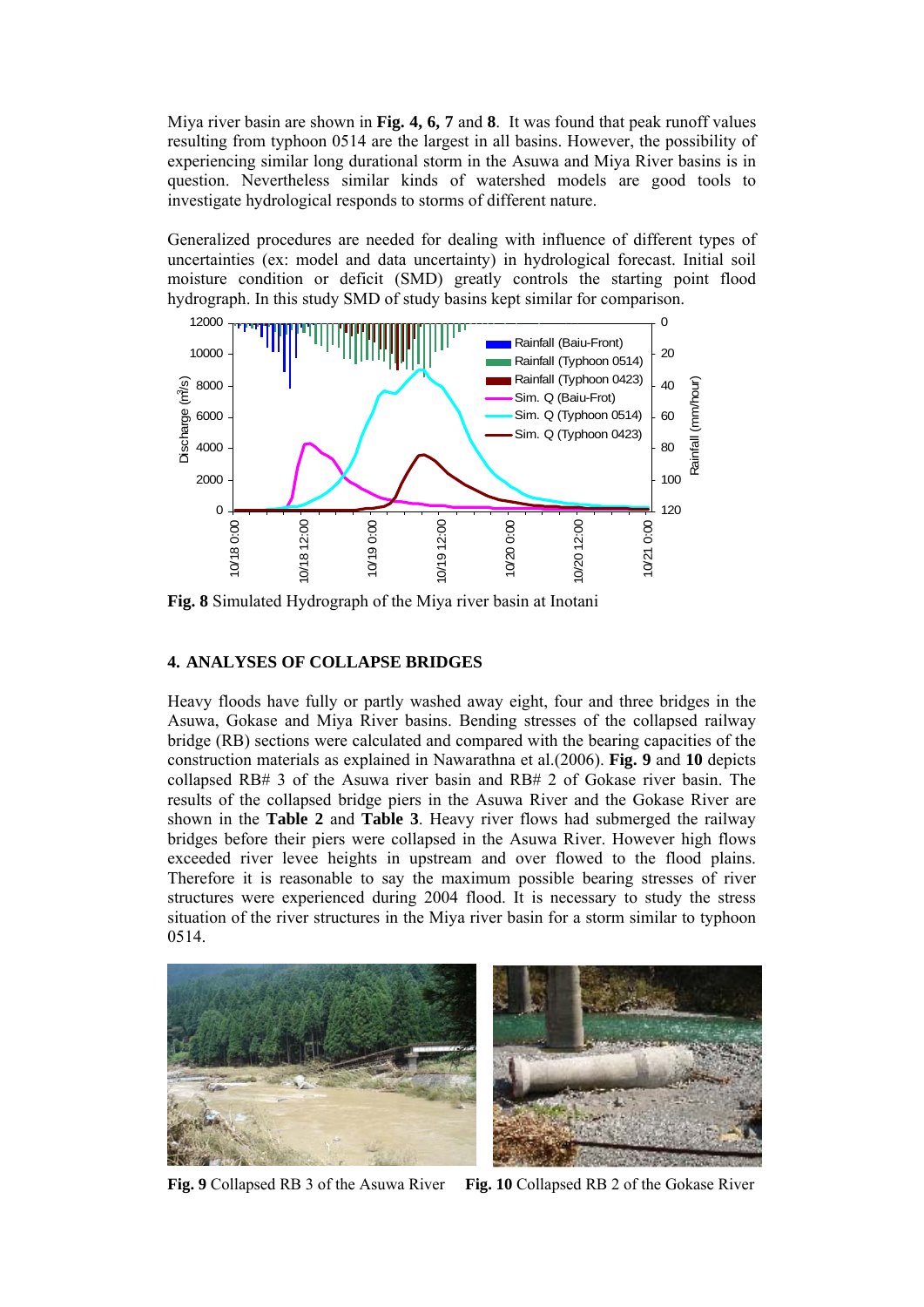Miya river basin are shown in **Fig. 4, 6, 7** and **8**. It was found that peak runoff values resulting from typhoon 0514 are the largest in all basins. However, the possibility of experiencing similar long durational storm in the Asuwa and Miya River basins is in question. Nevertheless similar kinds of watershed models are good tools to investigate hydrological responds to storms of different nature.

Generalized procedures are needed for dealing with influence of different types of uncertainties (ex: model and data uncertainty) in hydrological forecast. Initial soil moisture condition or deficit (SMD) greatly controls the starting point flood hydrograph. In this study SMD of study basins kept similar for comparison.

**Fig. 8** Simulated Hydrograph of the Miya river basin at Inotani

## 4. ANALYSES OF COLLAPSE BRIDGES

Heavy floods have fully or partly washed away eight, four and three bridges in the Asuwa, Gokase and Miya River basins. Bending stresses of the collapsed railway bridge (RB) sections were calculated and compared with the bearing capacities of the construction materials as explained in Nawarathna et al.(2006). **Fig. 9** and **10** depicts collapsed RB# 3 of the Asuwa river basin and RB# 2 of Gokase river basin. The results of the collapsed bridge piers in the Asuwa River and the Gokase River are shown in the **Table 2** and **Table 3**. Heavy river flows had submerged the railway bridges before their piers were collapsed in the Asuwa River. However high flows exceeded river levee heights in upstream and over flowed to the flood plains. Therefore it is reasonable to say the maximum possible bearing stresses of river structures were experienced during 2004 flood. It is necessary to study the stress situation of the river structures in the Miya river basin for a storm similar to typhoon 0514.

**Fig. 9** Collapsed RB 3 of the Asuwa River

**Fig. 10** Collapsed RB 2 of the Gokase River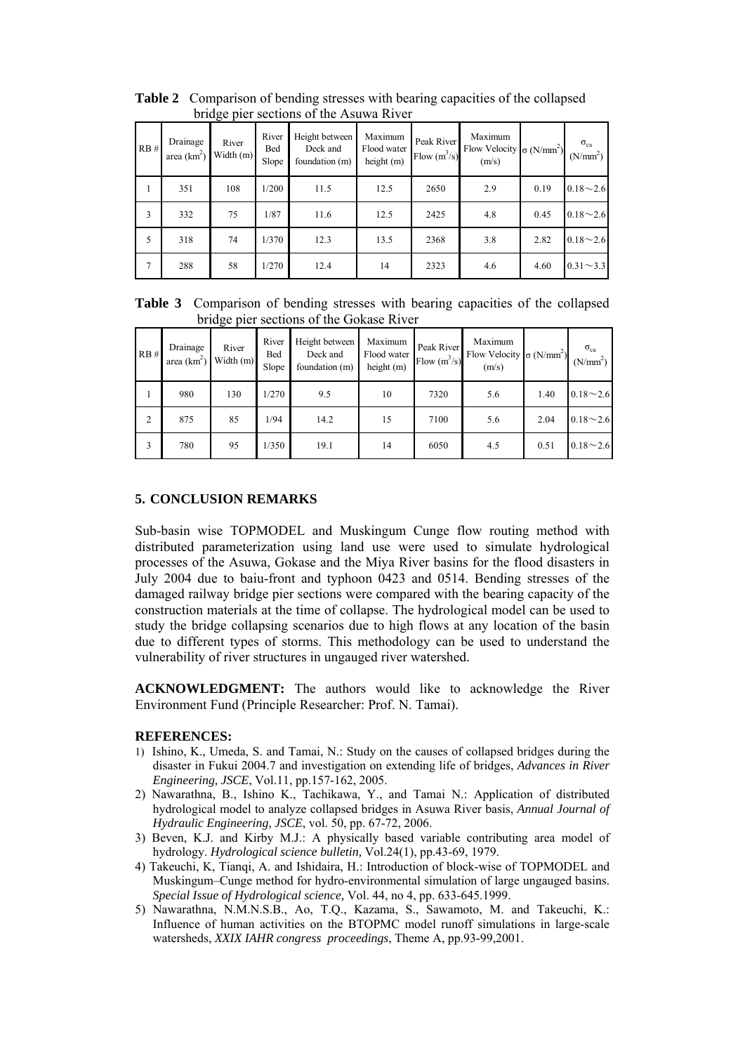**Table 2** Comparison of bending stresses with bearing capacities of the collapsed bridge pier sections of the Asuwa River

| RB # | Drainage area ($km^2$) | River Width (m) | River Bed Slope | Height between Deck and foundation (m) | Maximum Flood water height (m) | Peak River Flow ($m^3/s$) | Maximum Flow Velocity (m/s) | $\sigma$ ($N/mm^2$) | $\sigma_{ca}$ ($N/mm^2$) |
|---|---|---|---|---|---|---|---|---|---|
| 1 | 351 | 108 | 1/200 | 11.5 | 12.5 | 2650 | 2.9 | 0.19 | 0.18～2.6 |
| 3 | 332 | 75 | 1/87 | 11.6 | 12.5 | 2425 | 4.8 | 0.45 | 0.18～2.6 |
| 5 | 318 | 74 | 1/370 | 12.3 | 13.5 | 2368 | 3.8 | 2.82 | 0.18～2.6 |
| 7 | 288 | 58 | 1/270 | 12.4 | 14 | 2323 | 4.6 | 4.60 | 0.31～3.3 |

**Table 3** Comparison of bending stresses with bearing capacities of the collapsed bridge pier sections of the Gokase River

| RB # | Drainage area ($km^2$) | River Width (m) | River Bed Slope | Height between Deck and foundation (m) | Maximum Flood water height (m) | Peak River Flow ($m^3/s$) | Maximum Flow Velocity (m/s) | $\sigma$ ($N/mm^2$) | $\sigma_{ca}$ ($N/mm^2$) |
|---|---|---|---|---|---|---|---|---|---|
| 1 | 980 | 130 | 1/270 | 9.5 | 10 | 7320 | 5.6 | 1.40 | 0.18～2.6 |
| 2 | 875 | 85 | 1/94 | 14.2 | 15 | 7100 | 5.6 | 2.04 | 0.18～2.6 |
| 3 | 780 | 95 | 1/350 | 19.1 | 14 | 6050 | 4.5 | 0.51 | 0.18～2.6 |

## 5. CONCLUSION REMARKS

Sub-basin wise TOPMODEL and Muskingum Cunge flow routing method with distributed parameterization using land use were used to simulate hydrological processes of the Asuwa, Gokase and the Miya River basins for the flood disasters in July 2004 due to baiu-front and typhoon 0423 and 0514. Bending stresses of the damaged railway bridge pier sections were compared with the bearing capacity of the construction materials at the time of collapse. The hydrological model can be used to study the bridge collapsing scenarios due to high flows at any location of the basin due to different types of storms. This methodology can be used to understand the vulnerability of river structures in ungauged river watershed.

**ACKNOWLEDGMENT:** The authors would like to acknowledge the River Environment Fund (Principle Researcher: Prof. N. Tamai).

**REFERENCES:**

1) Ishino, K., Umeda, S. and Tamai, N.: Study on the causes of collapsed bridges during the disaster in Fukui 2004.7 and investigation on extending life of bridges, *Advances in River Engineering, JSCE*, Vol.11, pp.157-162, 2005.
2) Nawarathna, B., Ishino K., Tachikawa, Y., and Tamai N.: Application of distributed hydrological model to analyze collapsed bridges in Asuwa River basis, *Annual Journal of Hydraulic Engineering, JSCE*, vol. 50, pp. 67-72, 2006.
3) Beven, K.J. and Kirby M.J.: A physically based variable contributing area model of hydrology. *Hydrological science bulletin,* Vol.24(1), pp.43-69, 1979.
4) Takeuchi, K, Tianqi, A. and Ishidaira, H.: Introduction of block-wise of TOPMODEL and Muskingum–Cunge method for hydro-environmental simulation of large ungauged basins. *Special Issue of Hydrological science,* Vol. 44, no 4, pp. 633-645.1999.
5) Nawarathna, N.M.N.S.B., Ao, T.Q., Kazama, S., Sawamoto, M. and Takeuchi, K.: Influence of human activities on the BTOPMC model runoff simulations in large-scale watersheds, *XXIX IAHR congress proceedings*, Theme A, pp.93-99,2001.